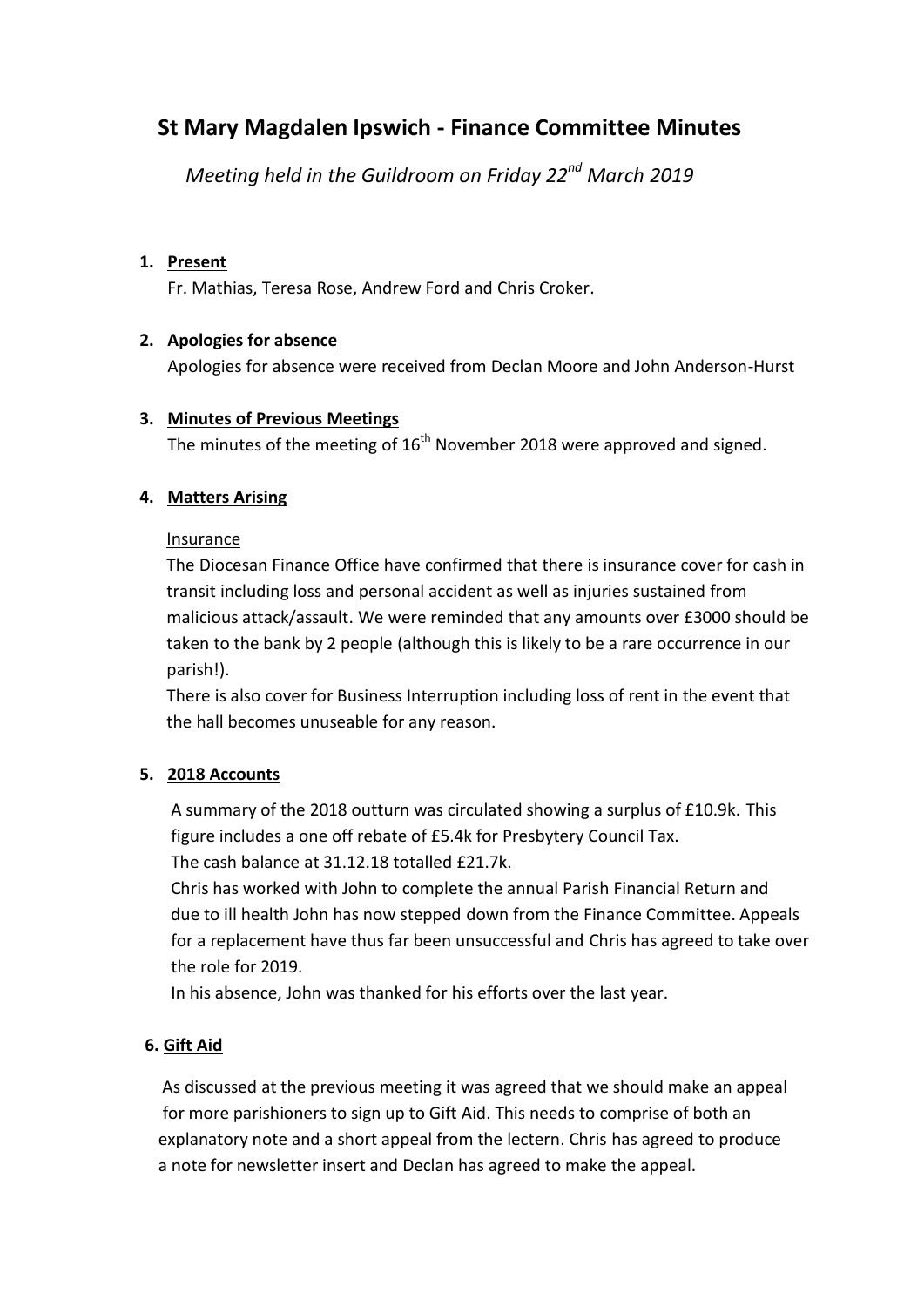# St Mary Magdalen Ipswich - Finance Committee Minutes

*Meeting held in the Guildroom on Friday 22nd March 2019*

1. **Present**

   Fr. Mathias, Teresa Rose, Andrew Ford and Chris Croker.

2. **Apologies for absence**

   Apologies for absence were received from Declan Moore and John Anderson-Hurst

3. **Minutes of Previous Meetings**

   The minutes of the meeting of 16th November 2018 were approved and signed.

4. **Matters Arising**

   Insurance

   The Diocesan Finance Office have confirmed that there is insurance cover for cash in transit including loss and personal accident as well as injuries sustained from malicious attack/assault. We were reminded that any amounts over £3000 should be taken to the bank by 2 people (although this is likely to be a rare occurrence in our parish!).

   There is also cover for Business Interruption including loss of rent in the event that the hall becomes unuseable for any reason.

5. **2018 Accounts**

   A summary of the 2018 outturn was circulated showing a surplus of £10.9k. This figure includes a one off rebate of £5.4k for Presbytery Council Tax.

   The cash balance at 31.12.18 totalled £21.7k.

   Chris has worked with John to complete the annual Parish Financial Return and due to ill health John has now stepped down from the Finance Committee. Appeals for a replacement have thus far been unsuccessful and Chris has agreed to take over the role for 2019.

   In his absence, John was thanked for his efforts over the last year.

6. **Gift Aid**

   As discussed at the previous meeting it was agreed that we should make an appeal for more parishioners to sign up to Gift Aid. This needs to comprise of both an explanatory note and a short appeal from the lectern. Chris has agreed to produce a note for newsletter insert and Declan has agreed to make the appeal.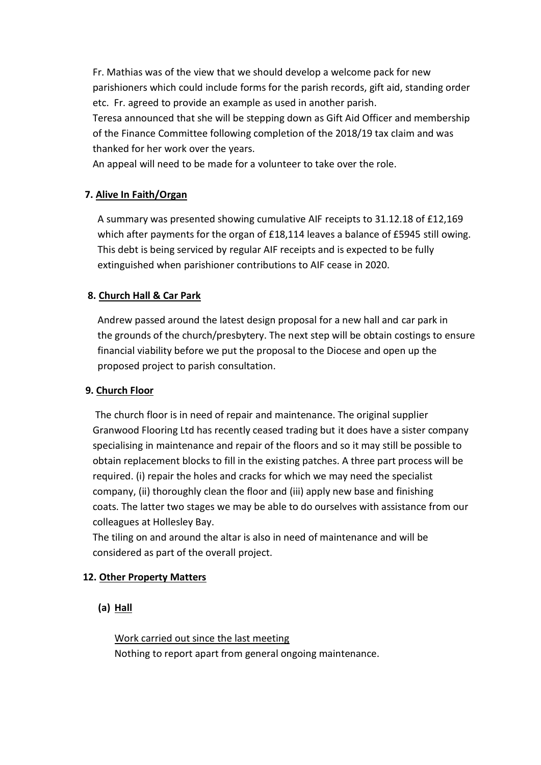Fr. Mathias was of the view that we should develop a welcome pack for new parishioners which could include forms for the parish records, gift aid, standing order etc. Fr. agreed to provide an example as used in another parish.

Teresa announced that she will be stepping down as Gift Aid Officer and membership of the Finance Committee following completion of the 2018/19 tax claim and was thanked for her work over the years.

An appeal will need to be made for a volunteer to take over the role.

**7. Alive In Faith/Organ**

A summary was presented showing cumulative AIF receipts to 31.12.18 of £12,169 which after payments for the organ of £18,114 leaves a balance of £5945 still owing. This debt is being serviced by regular AIF receipts and is expected to be fully extinguished when parishioner contributions to AIF cease in 2020.

**8. Church Hall & Car Park**

Andrew passed around the latest design proposal for a new hall and car park in the grounds of the church/presbytery. The next step will be obtain costings to ensure financial viability before we put the proposal to the Diocese and open up the proposed project to parish consultation.

**9. Church Floor**

The church floor is in need of repair and maintenance. The original supplier Granwood Flooring Ltd has recently ceased trading but it does have a sister company specialising in maintenance and repair of the floors and so it may still be possible to obtain replacement blocks to fill in the existing patches. A three part process will be required. (i) repair the holes and cracks for which we may need the specialist company, (ii) thoroughly clean the floor and (iii) apply new base and finishing coats. The latter two stages we may be able to do ourselves with assistance from our colleagues at Hollesley Bay.

The tiling on and around the altar is also in need of maintenance and will be considered as part of the overall project.

**12. Other Property Matters**

**(a) Hall**

Work carried out since the last meeting

Nothing to report apart from general ongoing maintenance.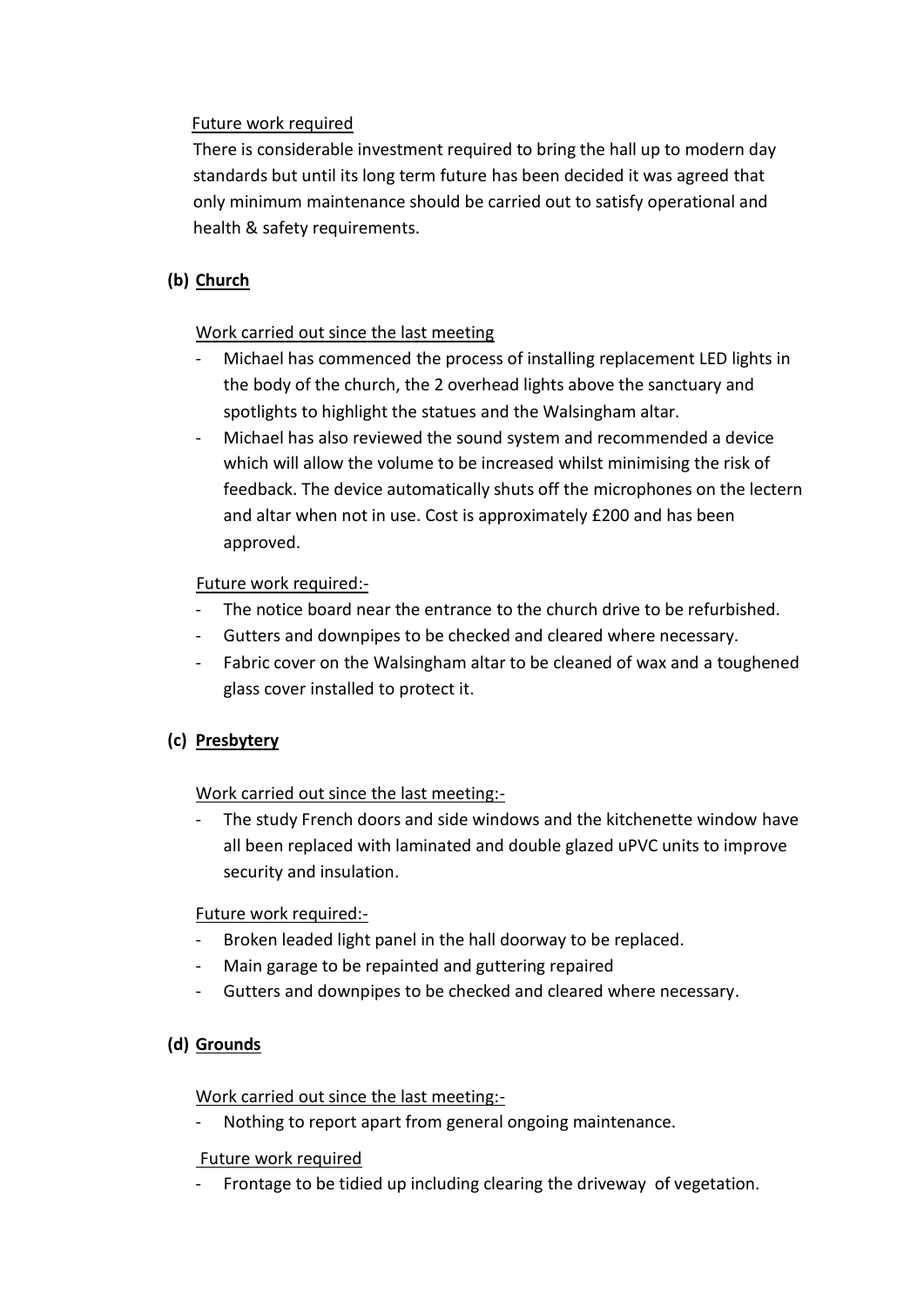Future work required

There is considerable investment required to bring the hall up to modern day standards but until its long term future has been decided it was agreed that only minimum maintenance should be carried out to satisfy operational and health & safety requirements.

**(b) Church**

Work carried out since the last meeting

- Michael has commenced the process of installing replacement LED lights in the body of the church, the 2 overhead lights above the sanctuary and spotlights to highlight the statues and the Walsingham altar.
- Michael has also reviewed the sound system and recommended a device which will allow the volume to be increased whilst minimising the risk of feedback. The device automatically shuts off the microphones on the lectern and altar when not in use. Cost is approximately £200 and has been approved.

Future work required:-

- The notice board near the entrance to the church drive to be refurbished.
- Gutters and downpipes to be checked and cleared where necessary.
- Fabric cover on the Walsingham altar to be cleaned of wax and a toughened glass cover installed to protect it.

**(c) Presbytery**

Work carried out since the last meeting:-

- The study French doors and side windows and the kitchenette window have all been replaced with laminated and double glazed uPVC units to improve security and insulation.

Future work required:-

- Broken leaded light panel in the hall doorway to be replaced.
- Main garage to be repainted and guttering repaired
- Gutters and downpipes to be checked and cleared where necessary.

**(d) Grounds**

Work carried out since the last meeting:-

- Nothing to report apart from general ongoing maintenance.

Future work required

- Frontage to be tidied up including clearing the driveway of vegetation.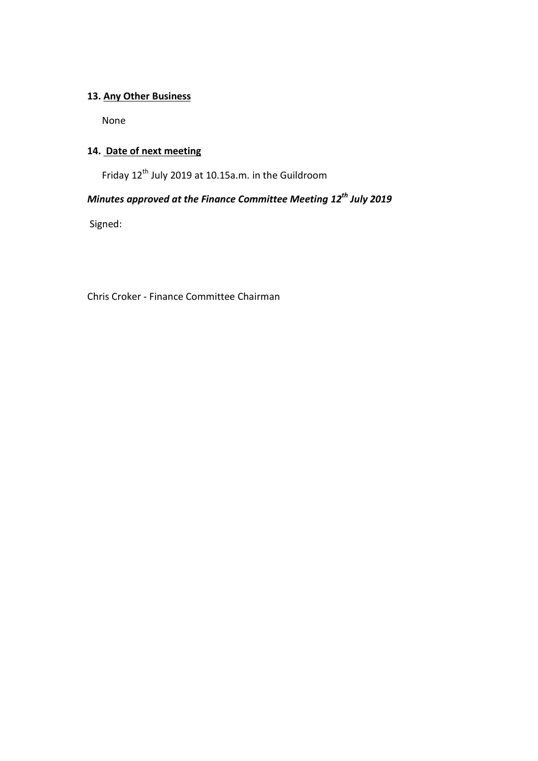**13. Any Other Business**

None

**14. Date of next meeting**

Friday 12th July 2019 at 10.15a.m. in the Guildroom

***Minutes approved at the Finance Committee Meeting 12th July 2019***

Signed:

Chris Croker - Finance Committee Chairman